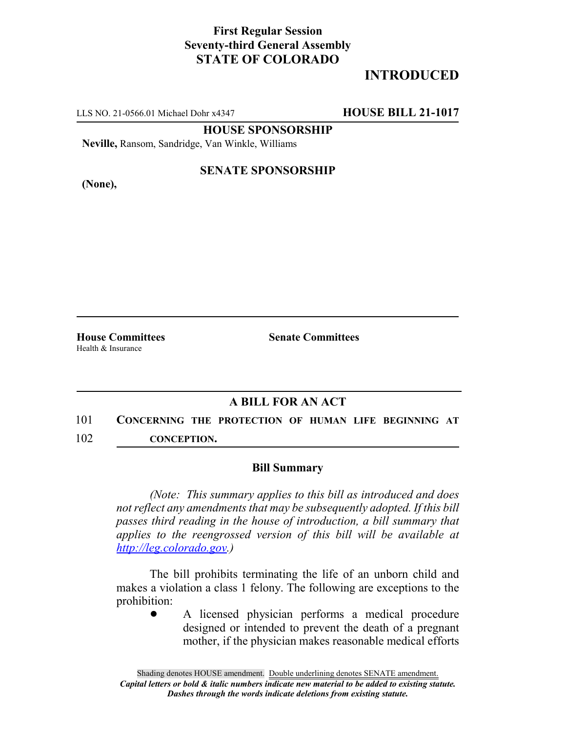**First Regular Session**
**Seventy-third General Assembly**
**STATE OF COLORADO**

**INTRODUCED**

LLS NO. 21-0566.01 Michael Dohr x4347 **HOUSE BILL 21-1017**

**HOUSE SPONSORSHIP**

**Neville,** Ransom, Sandridge, Van Winkle, Williams

**SENATE SPONSORSHIP**

**(None),**

**House Committees**
Health & Insurance

**Senate Committees**

## A BILL FOR AN ACT

101 **CONCERNING THE PROTECTION OF HUMAN LIFE BEGINNING AT**
102 **CONCEPTION.**

### Bill Summary

*(Note: This summary applies to this bill as introduced and does not reflect any amendments that may be subsequently adopted. If this bill passes third reading in the house of introduction, a bill summary that applies to the reengrossed version of this bill will be available at http://leg.colorado.gov.)*

The bill prohibits terminating the life of an unborn child and makes a violation a class 1 felony. The following are exceptions to the prohibition:

- A licensed physician performs a medical procedure designed or intended to prevent the death of a pregnant mother, if the physician makes reasonable medical efforts

Shading denotes HOUSE amendment. Double underlining denotes SENATE amendment.
*Capital letters or bold & italic numbers indicate new material to be added to existing statute.*
*Dashes through the words indicate deletions from existing statute.*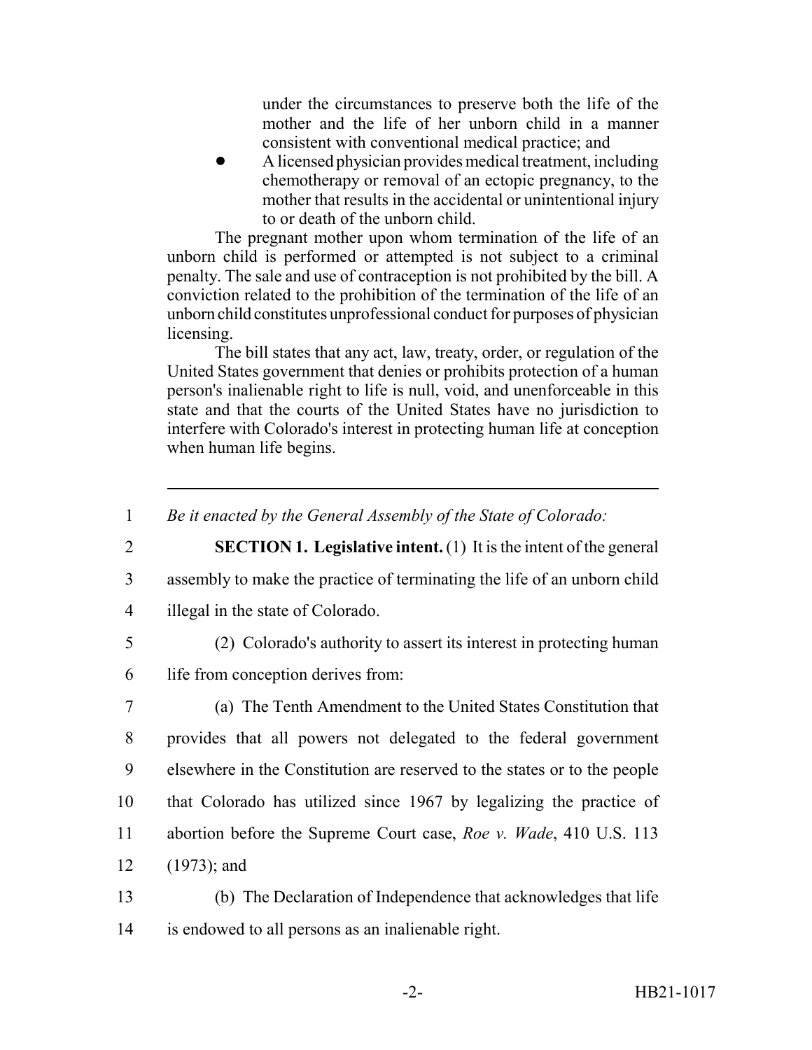under the circumstances to preserve both the life of the mother and the life of her unborn child in a manner consistent with conventional medical practice; and

- A licensed physician provides medical treatment, including chemotherapy or removal of an ectopic pregnancy, to the mother that results in the accidental or unintentional injury to or death of the unborn child.

The pregnant mother upon whom termination of the life of an unborn child is performed or attempted is not subject to a criminal penalty. The sale and use of contraception is not prohibited by the bill. A conviction related to the prohibition of the termination of the life of an unborn child constitutes unprofessional conduct for purposes of physician licensing.

The bill states that any act, law, treaty, order, or regulation of the United States government that denies or prohibits protection of a human person's inalienable right to life is null, void, and unenforceable in this state and that the courts of the United States have no jurisdiction to interfere with Colorado's interest in protecting human life at conception when human life begins.

---

1 *Be it enacted by the General Assembly of the State of Colorado:*

2 **SECTION 1. Legislative intent.** (1) It is the intent of the general
3 assembly to make the practice of terminating the life of an unborn child
4 illegal in the state of Colorado.

5 (2) Colorado's authority to assert its interest in protecting human
6 life from conception derives from:

7 (a) The Tenth Amendment to the United States Constitution that
8 provides that all powers not delegated to the federal government
9 elsewhere in the Constitution are reserved to the states or to the people
10 that Colorado has utilized since 1967 by legalizing the practice of
11 abortion before the Supreme Court case, *Roe v. Wade*, 410 U.S. 113
12 (1973); and

13 (b) The Declaration of Independence that acknowledges that life
14 is endowed to all persons as an inalienable right.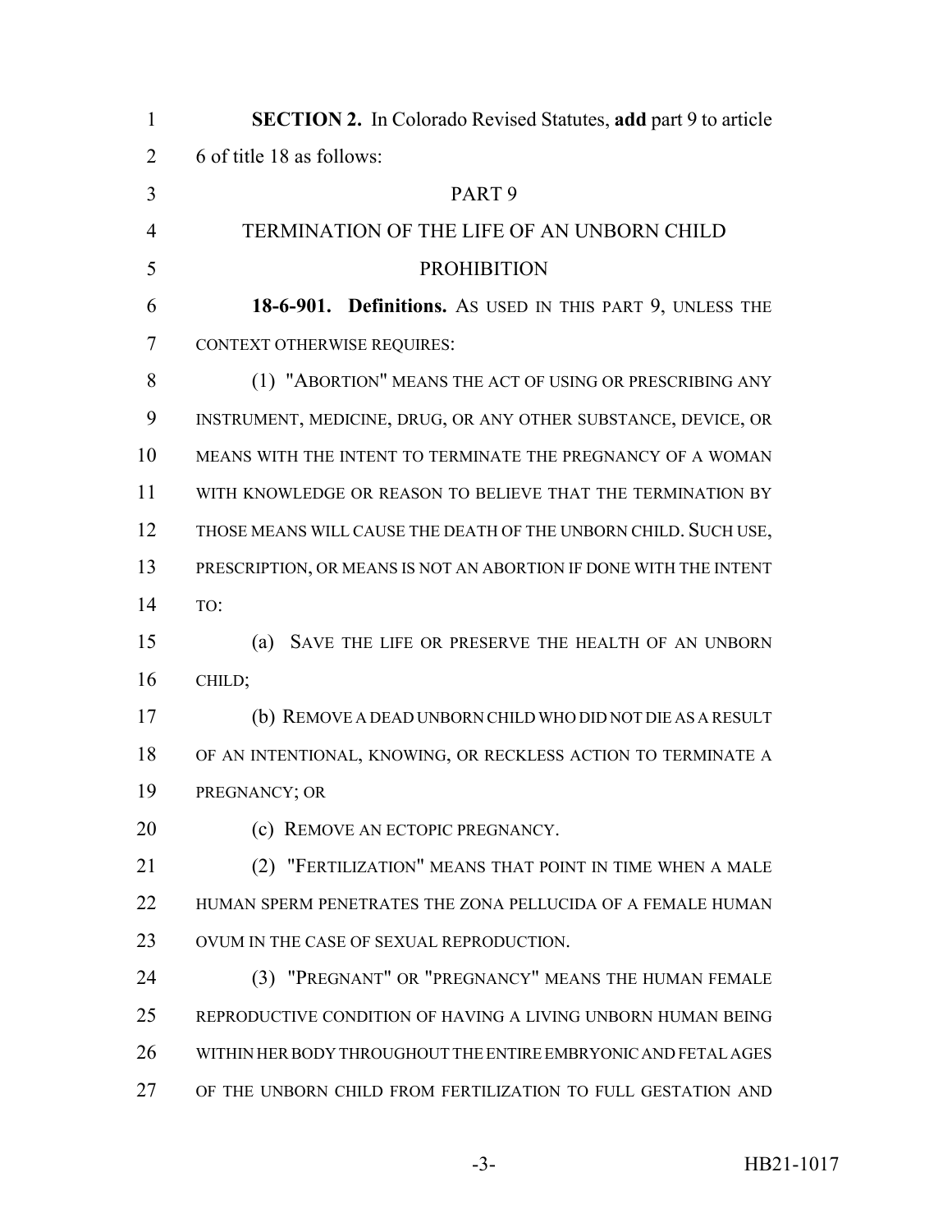**SECTION 2.** In Colorado Revised Statutes, **add** part 9 to article 6 of title 18 as follows:

PART 9

TERMINATION OF THE LIFE OF AN UNBORN CHILD PROHIBITION

**18-6-901. Definitions.** AS USED IN THIS PART 9, UNLESS THE CONTEXT OTHERWISE REQUIRES:

(1) "ABORTION" MEANS THE ACT OF USING OR PRESCRIBING ANY INSTRUMENT, MEDICINE, DRUG, OR ANY OTHER SUBSTANCE, DEVICE, OR MEANS WITH THE INTENT TO TERMINATE THE PREGNANCY OF A WOMAN WITH KNOWLEDGE OR REASON TO BELIEVE THAT THE TERMINATION BY THOSE MEANS WILL CAUSE THE DEATH OF THE UNBORN CHILD. SUCH USE, PRESCRIPTION, OR MEANS IS NOT AN ABORTION IF DONE WITH THE INTENT TO:

(a) SAVE THE LIFE OR PRESERVE THE HEALTH OF AN UNBORN CHILD;

(b) REMOVE A DEAD UNBORN CHILD WHO DID NOT DIE AS A RESULT OF AN INTENTIONAL, KNOWING, OR RECKLESS ACTION TO TERMINATE A PREGNANCY; OR

(c) REMOVE AN ECTOPIC PREGNANCY.

(2) "FERTILIZATION" MEANS THAT POINT IN TIME WHEN A MALE HUMAN SPERM PENETRATES THE ZONA PELLUCIDA OF A FEMALE HUMAN OVUM IN THE CASE OF SEXUAL REPRODUCTION.

(3) "PREGNANT" OR "PREGNANCY" MEANS THE HUMAN FEMALE REPRODUCTIVE CONDITION OF HAVING A LIVING UNBORN HUMAN BEING WITHIN HER BODY THROUGHOUT THE ENTIRE EMBRYONIC AND FETAL AGES OF THE UNBORN CHILD FROM FERTILIZATION TO FULL GESTATION AND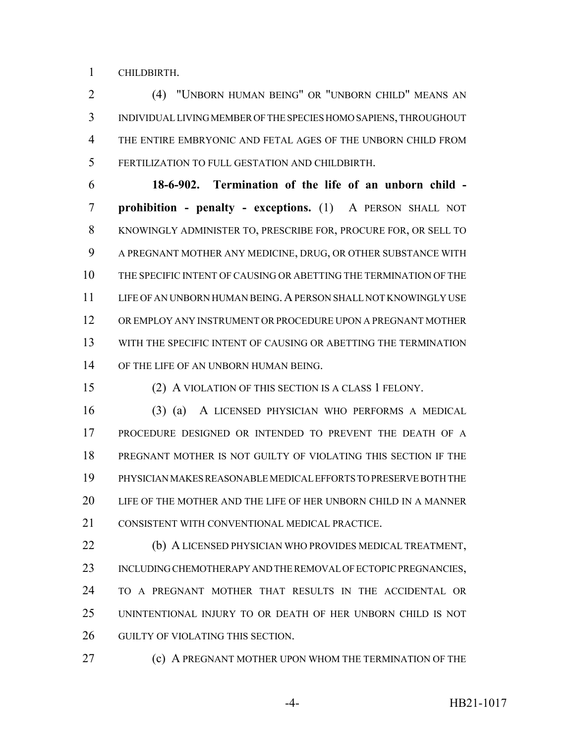CHILDBIRTH.

(4) "UNBORN HUMAN BEING" OR "UNBORN CHILD" MEANS AN INDIVIDUAL LIVING MEMBER OF THE SPECIES HOMO SAPIENS, THROUGHOUT THE ENTIRE EMBRYONIC AND FETAL AGES OF THE UNBORN CHILD FROM FERTILIZATION TO FULL GESTATION AND CHILDBIRTH.

**18-6-902. Termination of the life of an unborn child - prohibition - penalty - exceptions.** (1) A PERSON SHALL NOT KNOWINGLY ADMINISTER TO, PRESCRIBE FOR, PROCURE FOR, OR SELL TO A PREGNANT MOTHER ANY MEDICINE, DRUG, OR OTHER SUBSTANCE WITH THE SPECIFIC INTENT OF CAUSING OR ABETTING THE TERMINATION OF THE LIFE OF AN UNBORN HUMAN BEING. A PERSON SHALL NOT KNOWINGLY USE OR EMPLOY ANY INSTRUMENT OR PROCEDURE UPON A PREGNANT MOTHER WITH THE SPECIFIC INTENT OF CAUSING OR ABETTING THE TERMINATION OF THE LIFE OF AN UNBORN HUMAN BEING.

(2) A VIOLATION OF THIS SECTION IS A CLASS 1 FELONY.

(3) (a) A LICENSED PHYSICIAN WHO PERFORMS A MEDICAL PROCEDURE DESIGNED OR INTENDED TO PREVENT THE DEATH OF A PREGNANT MOTHER IS NOT GUILTY OF VIOLATING THIS SECTION IF THE PHYSICIAN MAKES REASONABLE MEDICAL EFFORTS TO PRESERVE BOTH THE LIFE OF THE MOTHER AND THE LIFE OF HER UNBORN CHILD IN A MANNER CONSISTENT WITH CONVENTIONAL MEDICAL PRACTICE.

(b) A LICENSED PHYSICIAN WHO PROVIDES MEDICAL TREATMENT, INCLUDING CHEMOTHERAPY AND THE REMOVAL OF ECTOPIC PREGNANCIES, TO A PREGNANT MOTHER THAT RESULTS IN THE ACCIDENTAL OR UNINTENTIONAL INJURY TO OR DEATH OF HER UNBORN CHILD IS NOT GUILTY OF VIOLATING THIS SECTION.

(c) A PREGNANT MOTHER UPON WHOM THE TERMINATION OF THE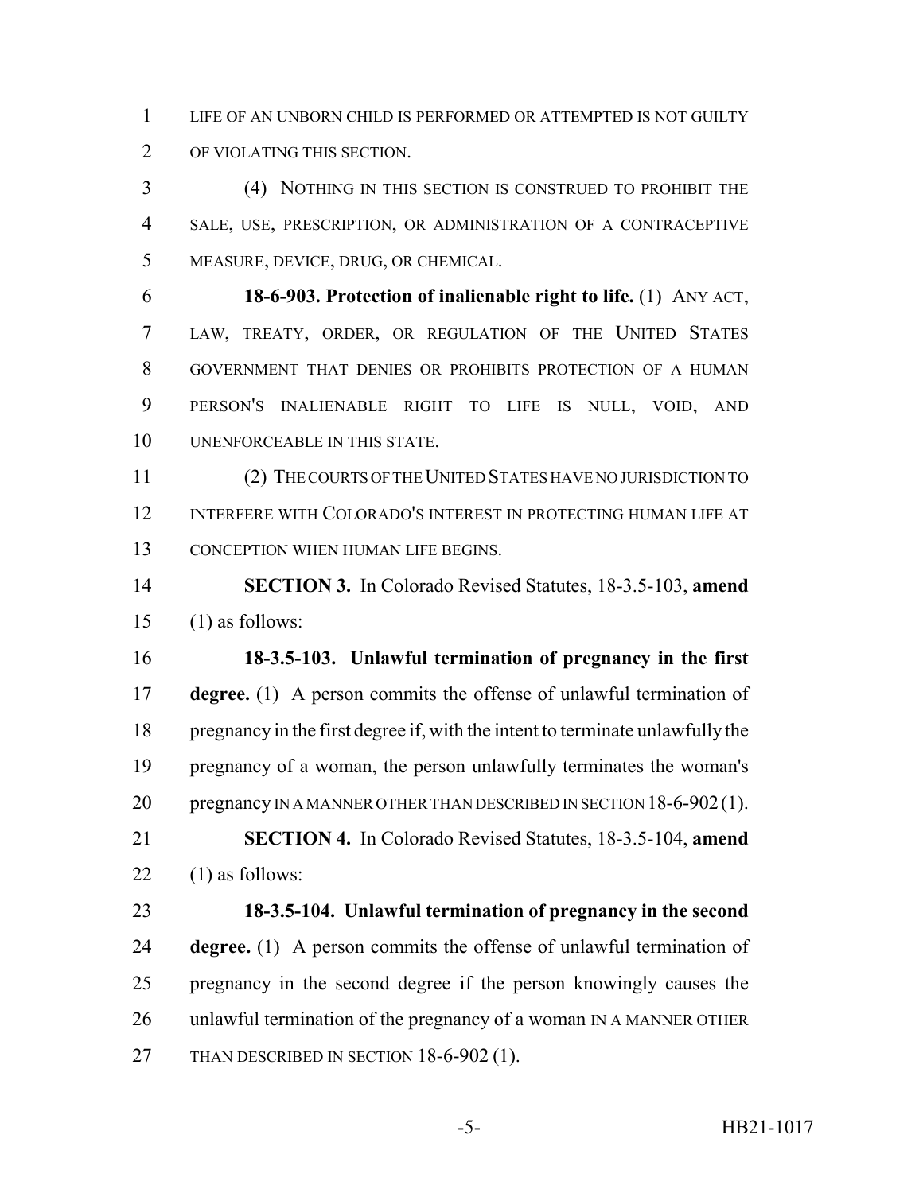LIFE OF AN UNBORN CHILD IS PERFORMED OR ATTEMPTED IS NOT GUILTY OF VIOLATING THIS SECTION.

(4) NOTHING IN THIS SECTION IS CONSTRUED TO PROHIBIT THE SALE, USE, PRESCRIPTION, OR ADMINISTRATION OF A CONTRACEPTIVE MEASURE, DEVICE, DRUG, OR CHEMICAL.

**18-6-903. Protection of inalienable right to life.** (1) ANY ACT, LAW, TREATY, ORDER, OR REGULATION OF THE UNITED STATES GOVERNMENT THAT DENIES OR PROHIBITS PROTECTION OF A HUMAN PERSON'S INALIENABLE RIGHT TO LIFE IS NULL, VOID, AND UNENFORCEABLE IN THIS STATE.

(2) THE COURTS OF THE UNITED STATES HAVE NO JURISDICTION TO INTERFERE WITH COLORADO'S INTEREST IN PROTECTING HUMAN LIFE AT CONCEPTION WHEN HUMAN LIFE BEGINS.

**SECTION 3.** In Colorado Revised Statutes, 18-3.5-103, **amend** (1) as follows:

**18-3.5-103. Unlawful termination of pregnancy in the first degree.** (1) A person commits the offense of unlawful termination of pregnancy in the first degree if, with the intent to terminate unlawfully the pregnancy of a woman, the person unlawfully terminates the woman's pregnancy IN A MANNER OTHER THAN DESCRIBED IN SECTION 18-6-902 (1).

**SECTION 4.** In Colorado Revised Statutes, 18-3.5-104, **amend** (1) as follows:

**18-3.5-104. Unlawful termination of pregnancy in the second degree.** (1) A person commits the offense of unlawful termination of pregnancy in the second degree if the person knowingly causes the unlawful termination of the pregnancy of a woman IN A MANNER OTHER THAN DESCRIBED IN SECTION 18-6-902 (1).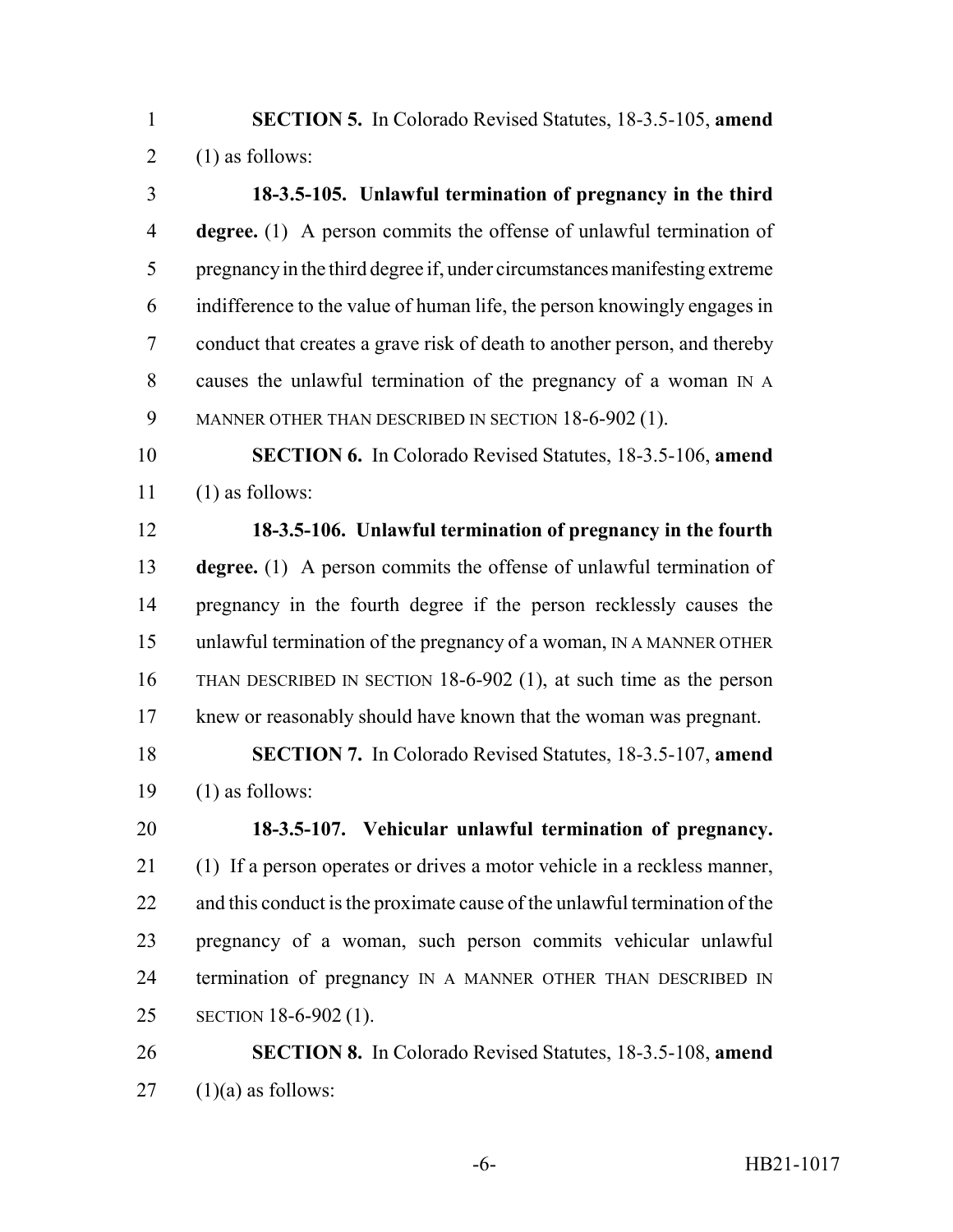**SECTION 5.** In Colorado Revised Statutes, 18-3.5-105, **amend** (1) as follows:

**18-3.5-105. Unlawful termination of pregnancy in the third degree.** (1) A person commits the offense of unlawful termination of pregnancy in the third degree if, under circumstances manifesting extreme indifference to the value of human life, the person knowingly engages in conduct that creates a grave risk of death to another person, and thereby causes the unlawful termination of the pregnancy of a woman IN A MANNER OTHER THAN DESCRIBED IN SECTION 18-6-902 (1).

**SECTION 6.** In Colorado Revised Statutes, 18-3.5-106, **amend** (1) as follows:

**18-3.5-106. Unlawful termination of pregnancy in the fourth degree.** (1) A person commits the offense of unlawful termination of pregnancy in the fourth degree if the person recklessly causes the unlawful termination of the pregnancy of a woman, IN A MANNER OTHER THAN DESCRIBED IN SECTION 18-6-902 (1), at such time as the person knew or reasonably should have known that the woman was pregnant.

**SECTION 7.** In Colorado Revised Statutes, 18-3.5-107, **amend** (1) as follows:

**18-3.5-107. Vehicular unlawful termination of pregnancy.** (1) If a person operates or drives a motor vehicle in a reckless manner, and this conduct is the proximate cause of the unlawful termination of the pregnancy of a woman, such person commits vehicular unlawful termination of pregnancy IN A MANNER OTHER THAN DESCRIBED IN SECTION 18-6-902 (1).

**SECTION 8.** In Colorado Revised Statutes, 18-3.5-108, **amend** (1)(a) as follows: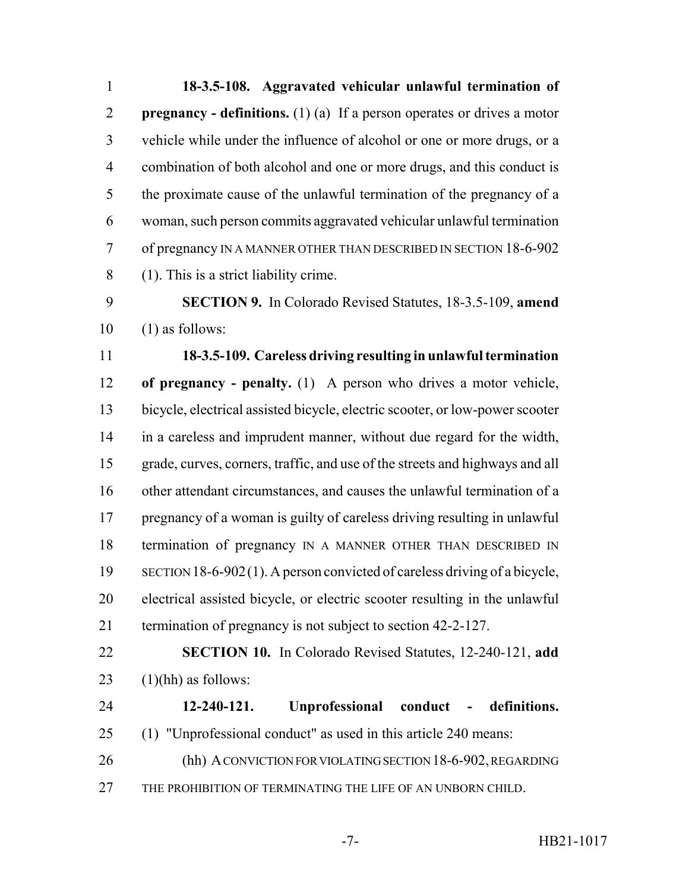**18-3.5-108. Aggravated vehicular unlawful termination of pregnancy - definitions.** (1) (a) If a person operates or drives a motor vehicle while under the influence of alcohol or one or more drugs, or a combination of both alcohol and one or more drugs, and this conduct is the proximate cause of the unlawful termination of the pregnancy of a woman, such person commits aggravated vehicular unlawful termination of pregnancy IN A MANNER OTHER THAN DESCRIBED IN SECTION 18-6-902 (1). This is a strict liability crime.

**SECTION 9.** In Colorado Revised Statutes, 18-3.5-109, **amend** (1) as follows:

**18-3.5-109. Careless driving resulting in unlawful termination of pregnancy - penalty.** (1) A person who drives a motor vehicle, bicycle, electrical assisted bicycle, electric scooter, or low-power scooter in a careless and imprudent manner, without due regard for the width, grade, curves, corners, traffic, and use of the streets and highways and all other attendant circumstances, and causes the unlawful termination of a pregnancy of a woman is guilty of careless driving resulting in unlawful termination of pregnancy IN A MANNER OTHER THAN DESCRIBED IN SECTION 18-6-902 (1). A person convicted of careless driving of a bicycle, electrical assisted bicycle, or electric scooter resulting in the unlawful termination of pregnancy is not subject to section 42-2-127.

**SECTION 10.** In Colorado Revised Statutes, 12-240-121, **add** (1)(hh) as follows:

**12-240-121. Unprofessional conduct - definitions.** (1) "Unprofessional conduct" as used in this article 240 means:

(hh) A CONVICTION FOR VIOLATING SECTION 18-6-902, REGARDING THE PROHIBITION OF TERMINATING THE LIFE OF AN UNBORN CHILD.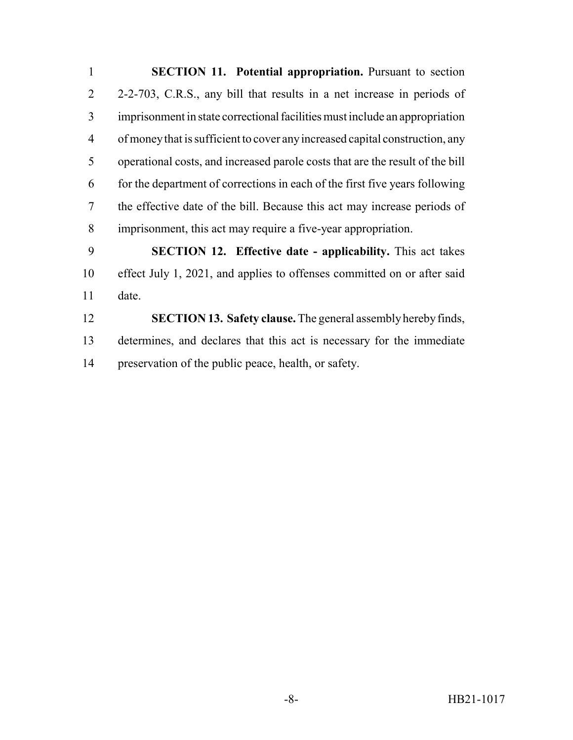**SECTION 11. Potential appropriation.** Pursuant to section 2-2-703, C.R.S., any bill that results in a net increase in periods of imprisonment in state correctional facilities must include an appropriation of money that is sufficient to cover any increased capital construction, any operational costs, and increased parole costs that are the result of the bill for the department of corrections in each of the first five years following the effective date of the bill. Because this act may increase periods of imprisonment, this act may require a five-year appropriation.

**SECTION 12. Effective date - applicability.** This act takes effect July 1, 2021, and applies to offenses committed on or after said date.

**SECTION 13. Safety clause.** The general assembly hereby finds, determines, and declares that this act is necessary for the immediate preservation of the public peace, health, or safety.